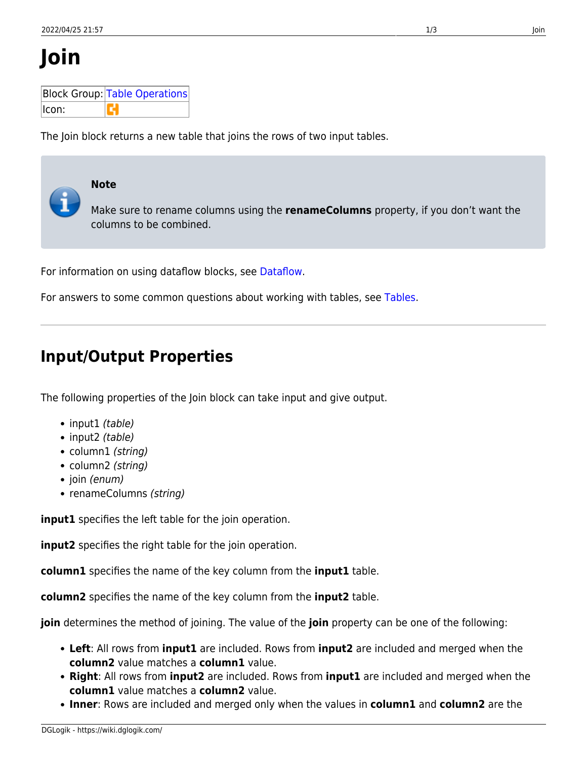# Join

| Block Group: | Table Operations |
|---|---|
| Icon: | |

The Join block returns a new table that joins the rows of two input tables.

**Note**

Make sure to rename columns using the **renameColumns** property, if you don't want the columns to be combined.

For information on using dataflow blocks, see Dataflow.

For answers to some common questions about working with tables, see Tables.

---

## Input/Output Properties

The following properties of the Join block can take input and give output.

- input1 *(table)*
- input2 *(table)*
- column1 *(string)*
- column2 *(string)*
- join *(enum)*
- renameColumns *(string)*

**input1** specifies the left table for the join operation.

**input2** specifies the right table for the join operation.

**column1** specifies the name of the key column from the **input1** table.

**column2** specifies the name of the key column from the **input2** table.

**join** determines the method of joining. The value of the **join** property can be one of the following:

- **Left**: All rows from **input1** are included. Rows from **input2** are included and merged when the **column2** value matches a **column1** value.
- **Right**: All rows from **input2** are included. Rows from **input1** are included and merged when the **column1** value matches a **column2** value.
- **Inner**: Rows are included and merged only when the values in **column1** and **column2** are the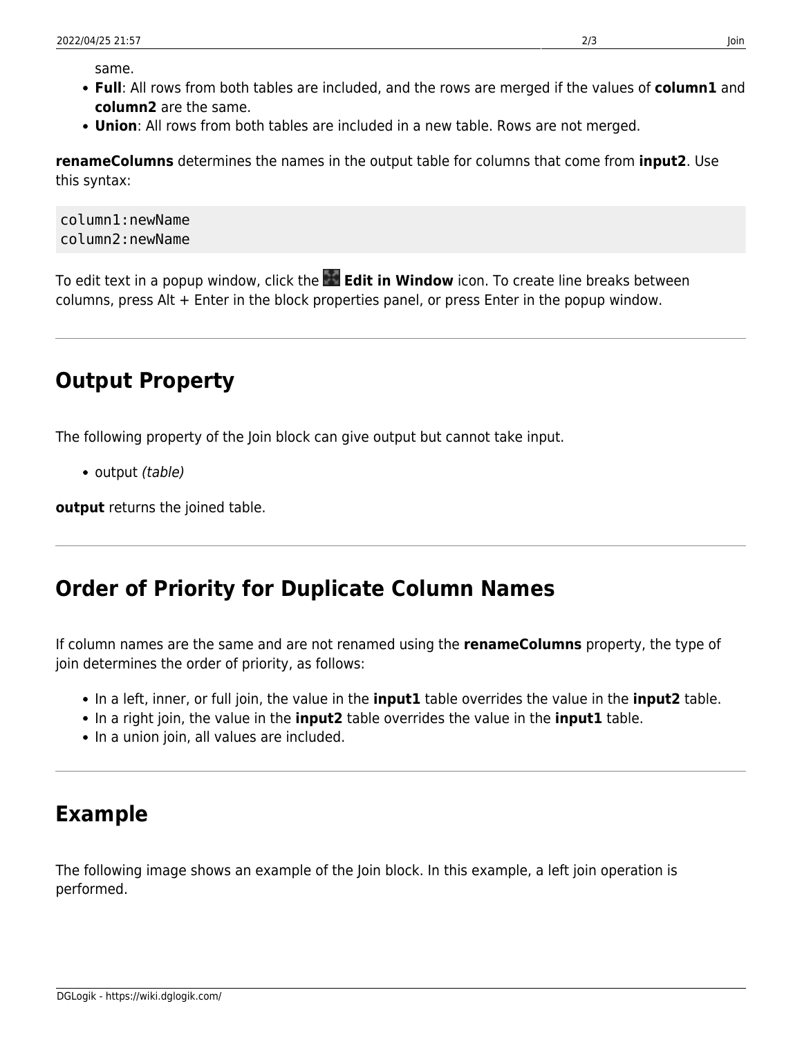same.

- **Full**: All rows from both tables are included, and the rows are merged if the values of **column1** and **column2** are the same.
- **Union**: All rows from both tables are included in a new table. Rows are not merged.

**renameColumns** determines the names in the output table for columns that come from **input2**. Use this syntax:

```
column1:newName
column2:newName
```

To edit text in a popup window, click the **Edit in Window** icon. To create line breaks between columns, press Alt + Enter in the block properties panel, or press Enter in the popup window.

## Output Property

The following property of the Join block can give output but cannot take input.

- output *(table)*

**output** returns the joined table.

## Order of Priority for Duplicate Column Names

If column names are the same and are not renamed using the **renameColumns** property, the type of join determines the order of priority, as follows:

- In a left, inner, or full join, the value in the **input1** table overrides the value in the **input2** table.
- In a right join, the value in the **input2** table overrides the value in the **input1** table.
- In a union join, all values are included.

## Example

The following image shows an example of the Join block. In this example, a left join operation is performed.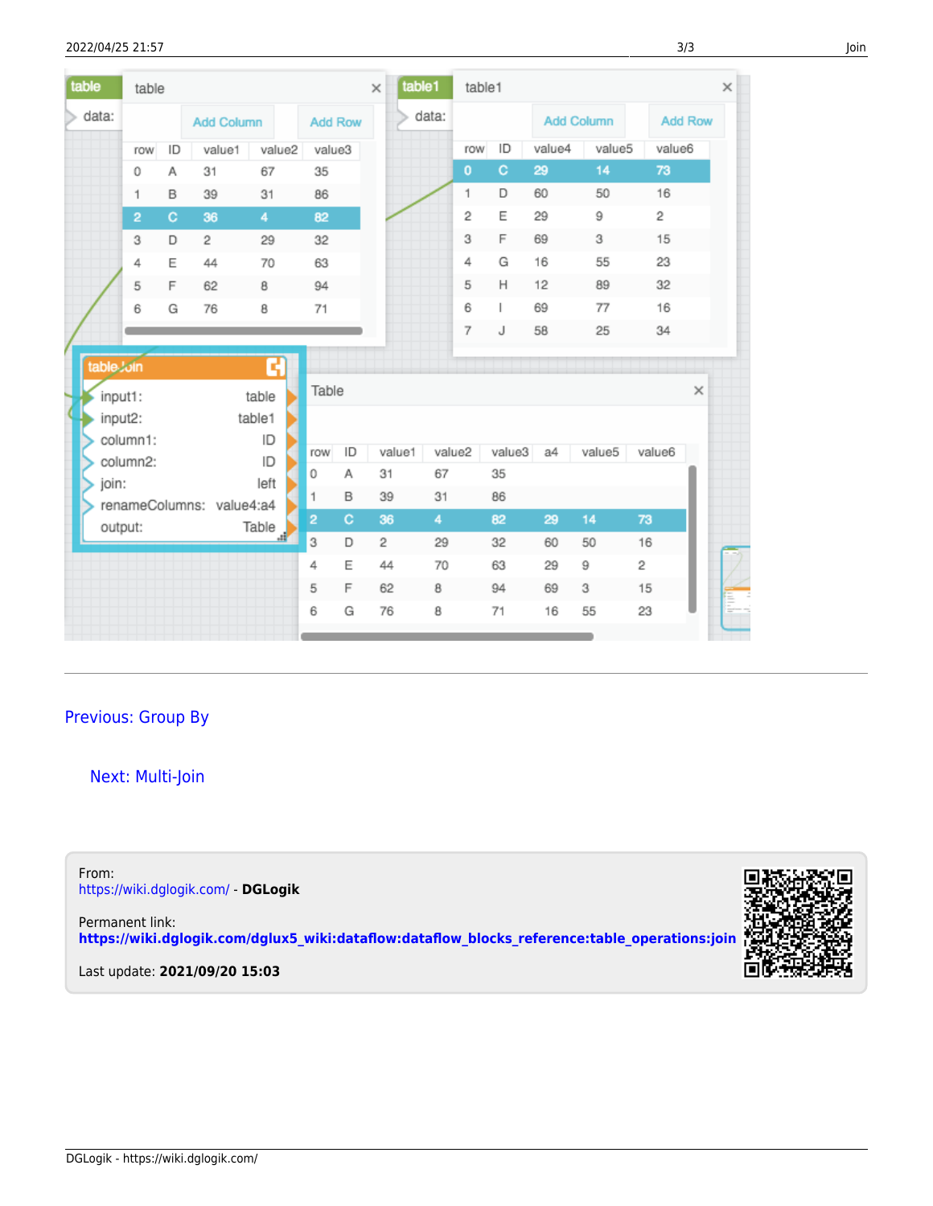table

data:

table

| Add Column | Add Row |
|---|---|

| row | ID | value1 | value2 | value3 |
|---|---|---|---|---|
| 0 | A | 31 | 67 | 35 |
| 1 | B | 39 | 31 | 86 |
| 2 | C | 36 | 4 | 82 |
| 3 | D | 2 | 29 | 32 |
| 4 | E | 44 | 70 | 63 |
| 5 | F | 62 | 8 | 94 |
| 6 | G | 76 | 8 | 71 |

table1

data:

table1

| Add Column | Add Row |
|---|---|

| row | ID | value4 | value5 | value6 |
|---|---|---|---|---|
| 0 | C | 29 | 14 | 73 |
| 1 | D | 60 | 50 | 16 |
| 2 | E | 29 | 9 | 2 |
| 3 | F | 69 | 3 | 15 |
| 4 | G | 16 | 55 | 23 |
| 5 | H | 12 | 89 | 32 |
| 6 | I | 69 | 77 | 16 |
| 7 | J | 58 | 25 | 34 |

table.Join

| | |
|---|---|
| input1: | table |
| input2: | table1 |
| column1: | ID |
| column2: | ID |
| join: | left |
| renameColumns: | value4:a4 |
| output: | Table |

Table

| row | ID | value1 | value2 | value3 | a4 | value5 | value6 |
|---|---|---|---|---|---|---|---|
| 0 | A | 31 | 67 | 35 | | | |
| 1 | B | 39 | 31 | 86 | | | |
| 2 | C | 36 | 4 | 82 | 29 | 14 | 73 |
| 3 | D | 2 | 29 | 32 | 60 | 50 | 16 |
| 4 | E | 44 | 70 | 63 | 29 | 9 | 2 |
| 5 | F | 62 | 8 | 94 | 69 | 3 | 15 |
| 6 | G | 76 | 8 | 71 | 16 | 55 | 23 |

---

Previous: Group By

Next: Multi-Join

From:
https://wiki.dglogik.com/ - **DGLogik**

Permanent link:
**https://wiki.dglogik.com/dglux5_wiki:dataflow:dataflow_blocks_reference:table_operations:join**

Last update: **2021/09/20 15:03**